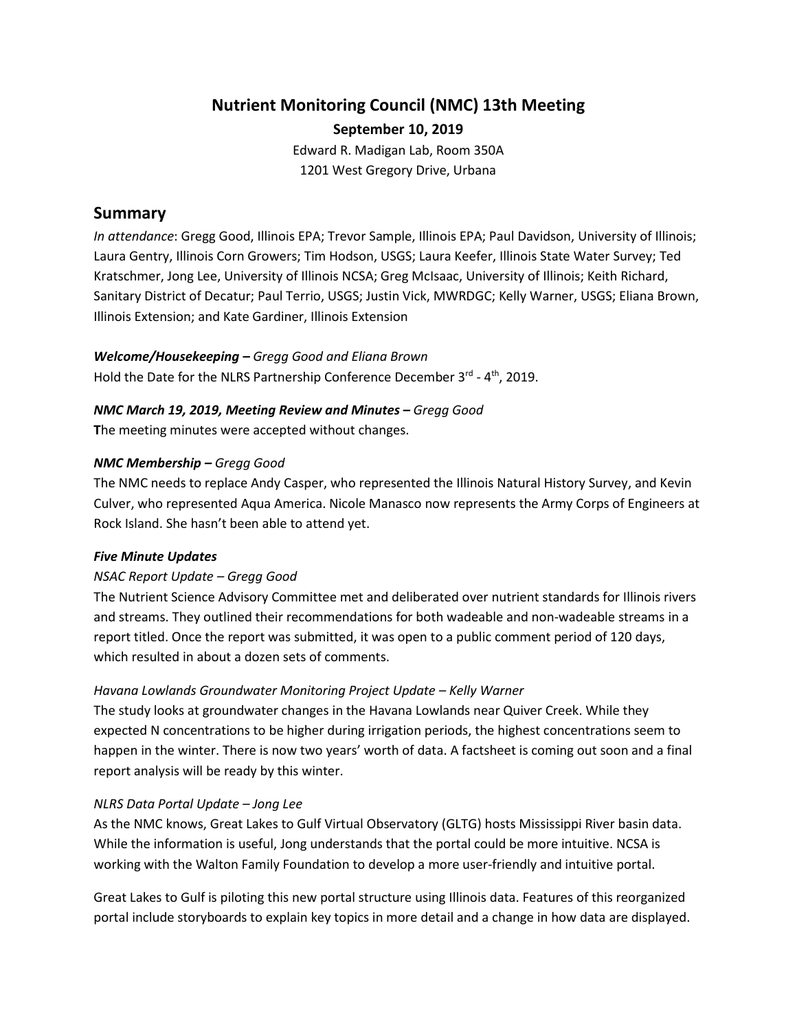# Nutrient Monitoring Council (NMC) 13th Meeting

**September 10, 2019**

Edward R. Madigan Lab, Room 350A
1201 West Gregory Drive, Urbana

## Summary

*In attendance*: Gregg Good, Illinois EPA; Trevor Sample, Illinois EPA; Paul Davidson, University of Illinois; Laura Gentry, Illinois Corn Growers; Tim Hodson, USGS; Laura Keefer, Illinois State Water Survey; Ted Kratschmer, Jong Lee, University of Illinois NCSA; Greg McIsaac, University of Illinois; Keith Richard, Sanitary District of Decatur; Paul Terrio, USGS; Justin Vick, MWRDGC; Kelly Warner, USGS; Eliana Brown, Illinois Extension; and Kate Gardiner, Illinois Extension

***Welcome/Housekeeping –*** *Gregg Good and Eliana Brown*

Hold the Date for the NLRS Partnership Conference December 3rd - 4th, 2019.

***NMC March 19, 2019, Meeting Review and Minutes –*** *Gregg Good*

**T**he meeting minutes were accepted without changes.

***NMC Membership –*** *Gregg Good*

The NMC needs to replace Andy Casper, who represented the Illinois Natural History Survey, and Kevin Culver, who represented Aqua America. Nicole Manasco now represents the Army Corps of Engineers at Rock Island. She hasn't been able to attend yet.

***Five Minute Updates***

*NSAC Report Update – Gregg Good*

The Nutrient Science Advisory Committee met and deliberated over nutrient standards for Illinois rivers and streams. They outlined their recommendations for both wadeable and non-wadeable streams in a report titled. Once the report was submitted, it was open to a public comment period of 120 days, which resulted in about a dozen sets of comments.

*Havana Lowlands Groundwater Monitoring Project Update – Kelly Warner*

The study looks at groundwater changes in the Havana Lowlands near Quiver Creek. While they expected N concentrations to be higher during irrigation periods, the highest concentrations seem to happen in the winter. There is now two years' worth of data. A factsheet is coming out soon and a final report analysis will be ready by this winter.

*NLRS Data Portal Update – Jong Lee*

As the NMC knows, Great Lakes to Gulf Virtual Observatory (GLTG) hosts Mississippi River basin data. While the information is useful, Jong understands that the portal could be more intuitive. NCSA is working with the Walton Family Foundation to develop a more user-friendly and intuitive portal.

Great Lakes to Gulf is piloting this new portal structure using Illinois data. Features of this reorganized portal include storyboards to explain key topics in more detail and a change in how data are displayed.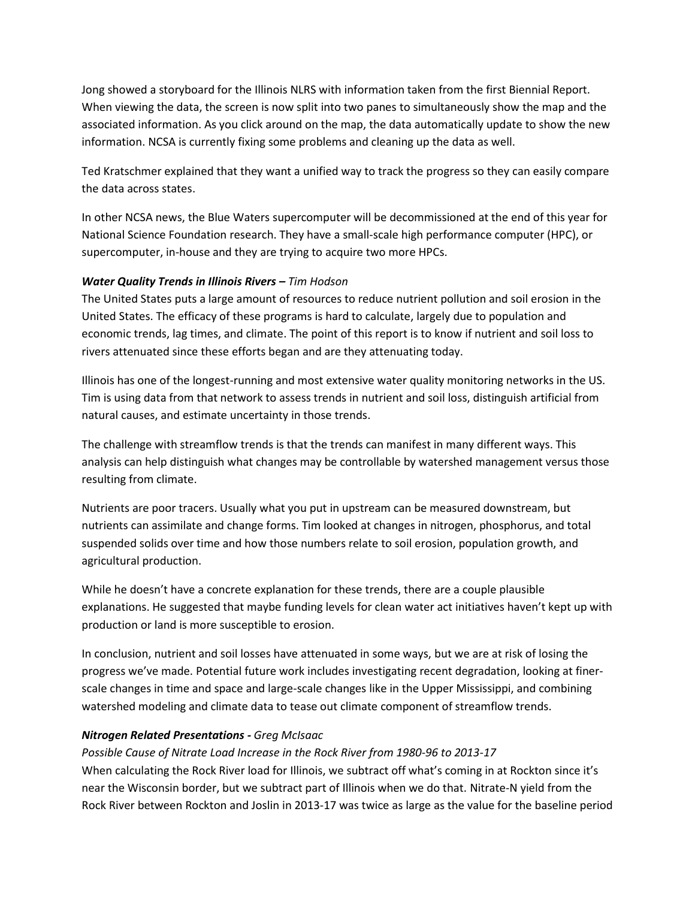Jong showed a storyboard for the Illinois NLRS with information taken from the first Biennial Report. When viewing the data, the screen is now split into two panes to simultaneously show the map and the associated information. As you click around on the map, the data automatically update to show the new information. NCSA is currently fixing some problems and cleaning up the data as well.

Ted Kratschmer explained that they want a unified way to track the progress so they can easily compare the data across states.

In other NCSA news, the Blue Waters supercomputer will be decommissioned at the end of this year for National Science Foundation research. They have a small-scale high performance computer (HPC), or supercomputer, in-house and they are trying to acquire two more HPCs.

***Water Quality Trends in Illinois Rivers –*** *Tim Hodson*

The United States puts a large amount of resources to reduce nutrient pollution and soil erosion in the United States. The efficacy of these programs is hard to calculate, largely due to population and economic trends, lag times, and climate. The point of this report is to know if nutrient and soil loss to rivers attenuated since these efforts began and are they attenuating today.

Illinois has one of the longest-running and most extensive water quality monitoring networks in the US. Tim is using data from that network to assess trends in nutrient and soil loss, distinguish artificial from natural causes, and estimate uncertainty in those trends.

The challenge with streamflow trends is that the trends can manifest in many different ways. This analysis can help distinguish what changes may be controllable by watershed management versus those resulting from climate.

Nutrients are poor tracers. Usually what you put in upstream can be measured downstream, but nutrients can assimilate and change forms. Tim looked at changes in nitrogen, phosphorus, and total suspended solids over time and how those numbers relate to soil erosion, population growth, and agricultural production.

While he doesn't have a concrete explanation for these trends, there are a couple plausible explanations. He suggested that maybe funding levels for clean water act initiatives haven't kept up with production or land is more susceptible to erosion.

In conclusion, nutrient and soil losses have attenuated in some ways, but we are at risk of losing the progress we've made. Potential future work includes investigating recent degradation, looking at finer-scale changes in time and space and large-scale changes like in the Upper Mississippi, and combining watershed modeling and climate data to tease out climate component of streamflow trends.

***Nitrogen Related Presentations -*** *Greg McIsaac*

*Possible Cause of Nitrate Load Increase in the Rock River from 1980-96 to 2013-17*

When calculating the Rock River load for Illinois, we subtract off what's coming in at Rockton since it's near the Wisconsin border, but we subtract part of Illinois when we do that. Nitrate-N yield from the Rock River between Rockton and Joslin in 2013-17 was twice as large as the value for the baseline period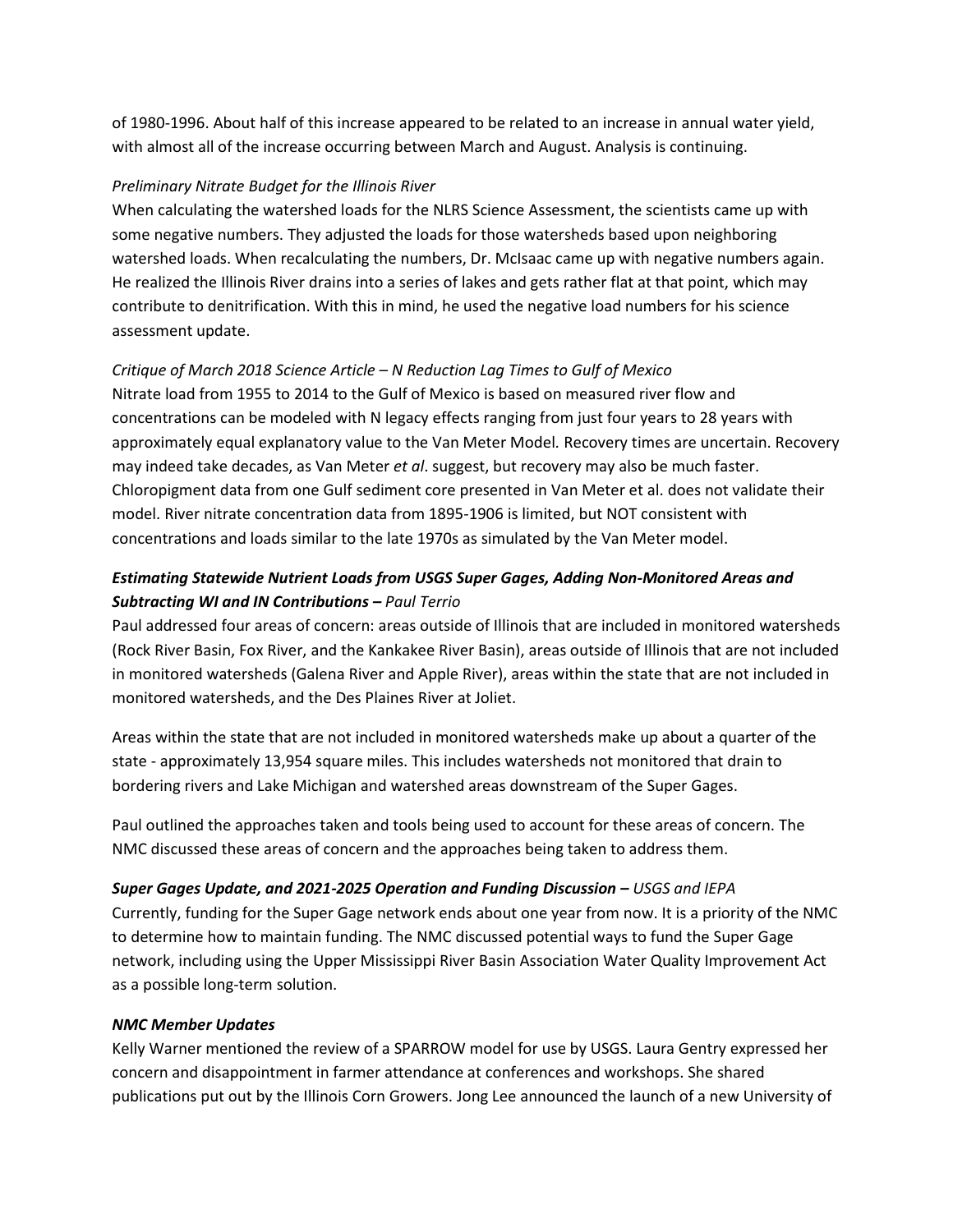of 1980-1996. About half of this increase appeared to be related to an increase in annual water yield, with almost all of the increase occurring between March and August. Analysis is continuing.

*Preliminary Nitrate Budget for the Illinois River*

When calculating the watershed loads for the NLRS Science Assessment, the scientists came up with some negative numbers. They adjusted the loads for those watersheds based upon neighboring watershed loads. When recalculating the numbers, Dr. McIsaac came up with negative numbers again. He realized the Illinois River drains into a series of lakes and gets rather flat at that point, which may contribute to denitrification. With this in mind, he used the negative load numbers for his science assessment update.

*Critique of March 2018 Science Article – N Reduction Lag Times to Gulf of Mexico*

Nitrate load from 1955 to 2014 to the Gulf of Mexico is based on measured river flow and concentrations can be modeled with N legacy effects ranging from just four years to 28 years with approximately equal explanatory value to the Van Meter Model. Recovery times are uncertain. Recovery may indeed take decades, as Van Meter *et al*. suggest, but recovery may also be much faster. Chloropigment data from one Gulf sediment core presented in Van Meter et al. does not validate their model. River nitrate concentration data from 1895-1906 is limited, but NOT consistent with concentrations and loads similar to the late 1970s as simulated by the Van Meter model.

***Estimating Statewide Nutrient Loads from USGS Super Gages, Adding Non-Monitored Areas and Subtracting WI and IN Contributions –*** *Paul Terrio*

Paul addressed four areas of concern: areas outside of Illinois that are included in monitored watersheds (Rock River Basin, Fox River, and the Kankakee River Basin), areas outside of Illinois that are not included in monitored watersheds (Galena River and Apple River), areas within the state that are not included in monitored watersheds, and the Des Plaines River at Joliet.

Areas within the state that are not included in monitored watersheds make up about a quarter of the state - approximately 13,954 square miles. This includes watersheds not monitored that drain to bordering rivers and Lake Michigan and watershed areas downstream of the Super Gages.

Paul outlined the approaches taken and tools being used to account for these areas of concern. The NMC discussed these areas of concern and the approaches being taken to address them.

***Super Gages Update, and 2021-2025 Operation and Funding Discussion –*** *USGS and IEPA*

Currently, funding for the Super Gage network ends about one year from now. It is a priority of the NMC to determine how to maintain funding. The NMC discussed potential ways to fund the Super Gage network, including using the Upper Mississippi River Basin Association Water Quality Improvement Act as a possible long-term solution.

***NMC Member Updates***

Kelly Warner mentioned the review of a SPARROW model for use by USGS. Laura Gentry expressed her concern and disappointment in farmer attendance at conferences and workshops. She shared publications put out by the Illinois Corn Growers. Jong Lee announced the launch of a new University of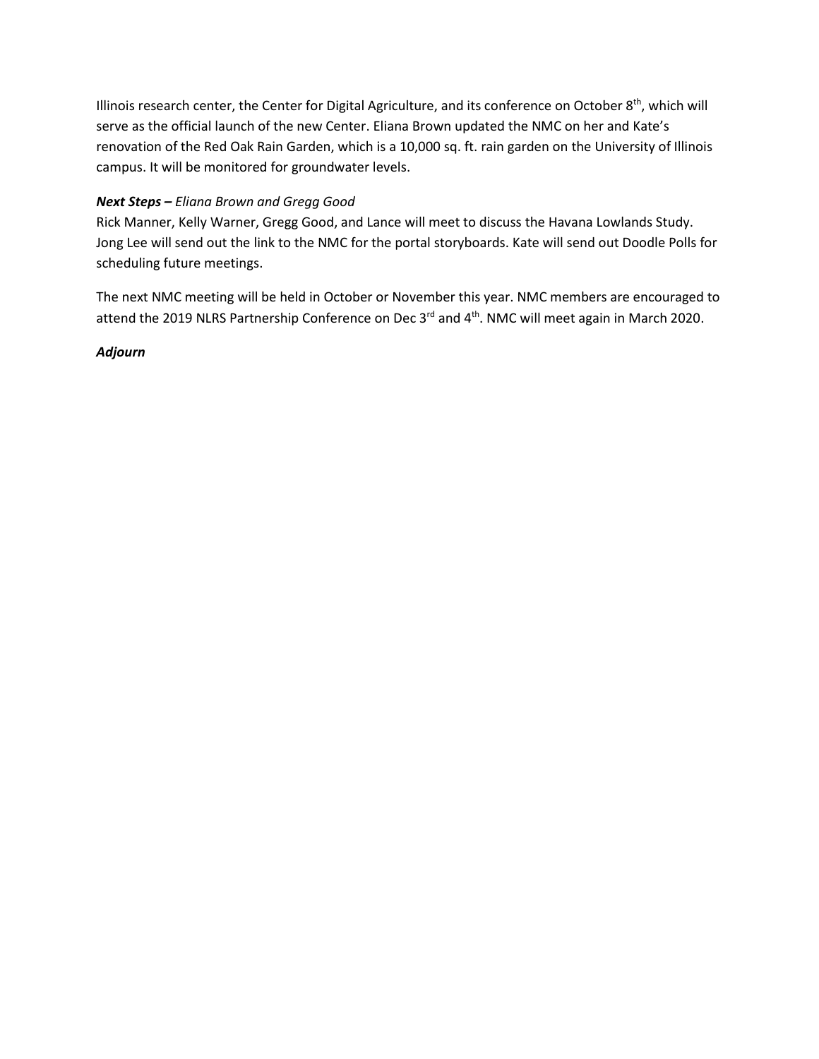Illinois research center, the Center for Digital Agriculture, and its conference on October 8th, which will serve as the official launch of the new Center. Eliana Brown updated the NMC on her and Kate's renovation of the Red Oak Rain Garden, which is a 10,000 sq. ft. rain garden on the University of Illinois campus. It will be monitored for groundwater levels.

***Next Steps –*** *Eliana Brown and Gregg Good*

Rick Manner, Kelly Warner, Gregg Good, and Lance will meet to discuss the Havana Lowlands Study. Jong Lee will send out the link to the NMC for the portal storyboards. Kate will send out Doodle Polls for scheduling future meetings.

The next NMC meeting will be held in October or November this year. NMC members are encouraged to attend the 2019 NLRS Partnership Conference on Dec 3rd and 4th. NMC will meet again in March 2020.

***Adjourn***